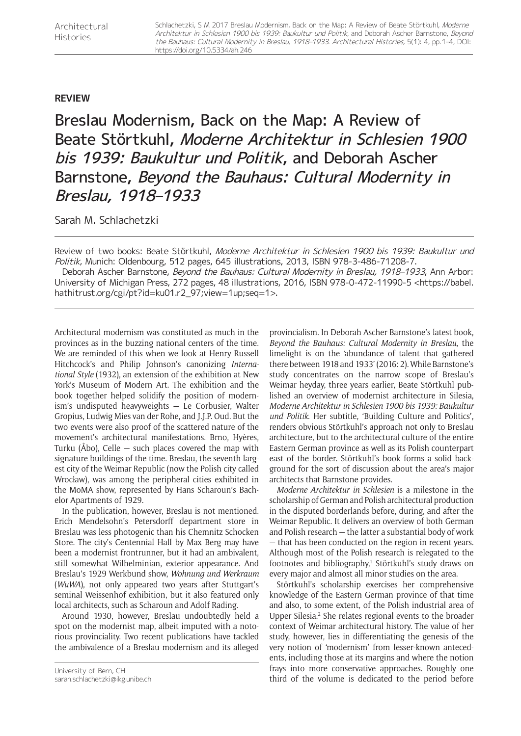**REVIEW**

# Breslau Modernism, Back on the Map: A Review of Beate Störtkuhl, *Moderne Architektur in Schlesien 1900 bis 1939: Baukultur und Politik*, and Deborah Ascher Barnstone, *Beyond the Bauhaus: Cultural Modernity in Breslau, 1918–1933*

Sarah M. Schlachetzki

Review of two books: Beate Störtkuhl, *Moderne Architektur in Schlesien 1900 bis 1939: Baukultur und Politik*, Munich: Oldenbourg, 512 pages, 645 illustrations, 2013, ISBN 978-3-486-71208-7.

Deborah Ascher Barnstone, *Beyond the Bauhaus: Cultural Modernity in Breslau, 1918–1933*, Ann Arbor: University of Michigan Press, 272 pages, 48 illustrations, 2016, ISBN 978-0-472-11990-5 <https://babel.hathitrust.org/cgi/pt?id=ku01.r2_97;view=1up;seq=1>.

---

Architectural modernism was constituted as much in the provinces as in the buzzing national centers of the time. We are reminded of this when we look at Henry Russell Hitchcock's and Philip Johnson's canonizing *International Style* (1932), an extension of the exhibition at New York's Museum of Modern Art. The exhibition and the book together helped solidify the position of modernism's undisputed heavyweights — Le Corbusier, Walter Gropius, Ludwig Mies van der Rohe, and J.J.P. Oud. But the two events were also proof of the scattered nature of the movement's architectural manifestations. Brno, Hyères, Turku (Åbo), Celle — such places covered the map with signature buildings of the time. Breslau, the seventh largest city of the Weimar Republic (now the Polish city called Wrocław), was among the peripheral cities exhibited in the MoMA show, represented by Hans Scharoun's Bachelor Apartments of 1929.

In the publication, however, Breslau is not mentioned. Erich Mendelsohn's Petersdorff department store in Breslau was less photogenic than his Chemnitz Schocken Store. The city's Centennial Hall by Max Berg may have been a modernist frontrunner, but it had an ambivalent, still somewhat Wilhelminian, exterior appearance. And Breslau's 1929 Werkbund show, *Wohnung und Werkraum* (*WuWA*), not only appeared two years after Stuttgart's seminal Weissenhof exhibition, but it also featured only local architects, such as Scharoun and Adolf Rading.

Around 1930, however, Breslau undoubtedly held a spot on the modernist map, albeit imputed with a notorious provinciality. Two recent publications have tackled the ambivalence of a Breslau modernism and its alleged provincialism. In Deborah Ascher Barnstone's latest book, *Beyond the Bauhaus: Cultural Modernity in Breslau*, the limelight is on the 'abundance of talent that gathered there between 1918 and 1933' (2016: 2). While Barnstone's study concentrates on the narrow scope of Breslau's Weimar heyday, three years earlier, Beate Störtkuhl published an overview of modernist architecture in Silesia, *Moderne Architektur in Schlesien 1900 bis 1939: Baukultur und Politik.* Her subtitle, 'Building Culture and Politics', renders obvious Störtkuhl's approach not only to Breslau architecture, but to the architectural culture of the entire Eastern German province as well as its Polish counterpart east of the border. Störtkuhl's book forms a solid background for the sort of discussion about the area's major architects that Barnstone provides.

*Moderne Architektur in Schlesien* is a milestone in the scholarship of German and Polish architectural production in the disputed borderlands before, during, and after the Weimar Republic. It delivers an overview of both German and Polish research — the latter a substantial body of work — that has been conducted on the region in recent years. Although most of the Polish research is relegated to the footnotes and bibliography,[1] Störtkuhl's study draws on every major and almost all minor studies on the area.

Störtkuhl's scholarship exercises her comprehensive knowledge of the Eastern German province of that time and also, to some extent, of the Polish industrial area of Upper Silesia.[2] She relates regional events to the broader context of Weimar architectural history. The value of her study, however, lies in differentiating the genesis of the very notion of 'modernism' from lesser-known antecedents, including those at its margins and where the notion frays into more conservative approaches. Roughly one third of the volume is dedicated to the period before

University of Bern, CH
sarah.schlachetzki@ikg.unibe.ch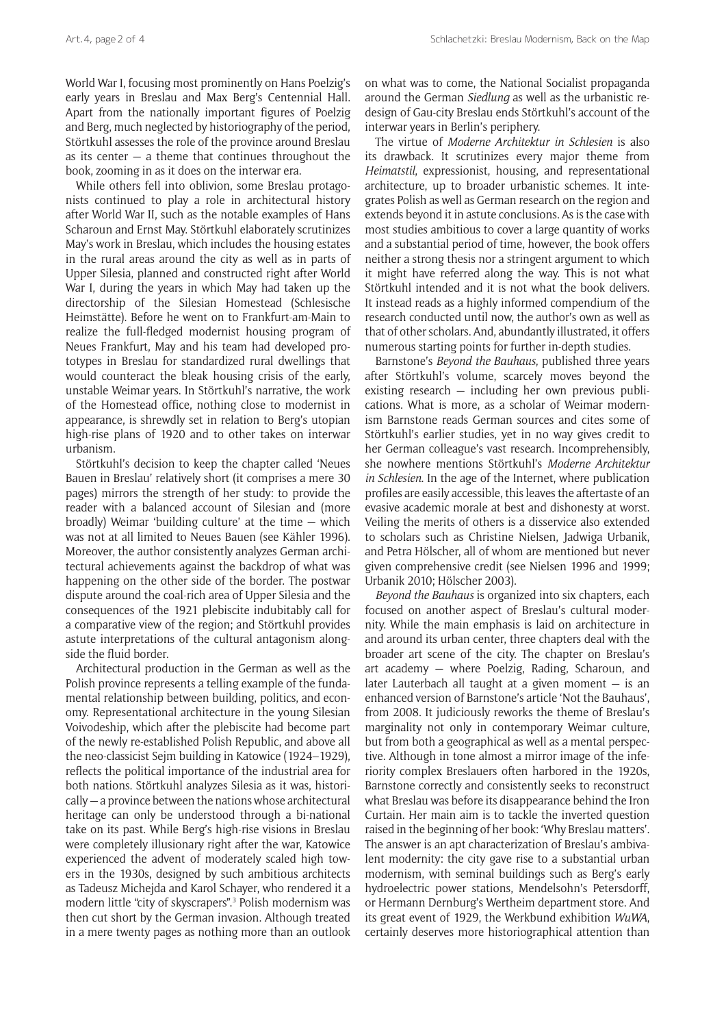World War I, focusing most prominently on Hans Poelzig's early years in Breslau and Max Berg's Centennial Hall. Apart from the nationally important figures of Poelzig and Berg, much neglected by historiography of the period, Störtkuhl assesses the role of the province around Breslau as its center — a theme that continues throughout the book, zooming in as it does on the interwar era.

While others fell into oblivion, some Breslau protagonists continued to play a role in architectural history after World War II, such as the notable examples of Hans Scharoun and Ernst May. Störtkuhl elaborately scrutinizes May's work in Breslau, which includes the housing estates in the rural areas around the city as well as in parts of Upper Silesia, planned and constructed right after World War I, during the years in which May had taken up the directorship of the Silesian Homestead (Schlesische Heimstätte). Before he went on to Frankfurt-am-Main to realize the full-fledged modernist housing program of Neues Frankfurt, May and his team had developed prototypes in Breslau for standardized rural dwellings that would counteract the bleak housing crisis of the early, unstable Weimar years. In Störtkuhl's narrative, the work of the Homestead office, nothing close to modernist in appearance, is shrewdly set in relation to Berg's utopian high-rise plans of 1920 and to other takes on interwar urbanism.

Störtkuhl's decision to keep the chapter called 'Neues Bauen in Breslau' relatively short (it comprises a mere 30 pages) mirrors the strength of her study: to provide the reader with a balanced account of Silesian and (more broadly) Weimar 'building culture' at the time — which was not at all limited to Neues Bauen (see Kähler 1996). Moreover, the author consistently analyzes German architectural achievements against the backdrop of what was happening on the other side of the border. The postwar dispute around the coal-rich area of Upper Silesia and the consequences of the 1921 plebiscite indubitably call for a comparative view of the region; and Störtkuhl provides astute interpretations of the cultural antagonism alongside the fluid border.

Architectural production in the German as well as the Polish province represents a telling example of the fundamental relationship between building, politics, and economy. Representational architecture in the young Silesian Voivodeship, which after the plebiscite had become part of the newly re-established Polish Republic, and above all the neo-classicist Sejm building in Katowice (1924–1929), reflects the political importance of the industrial area for both nations. Störtkuhl analyzes Silesia as it was, historically — a province between the nations whose architectural heritage can only be understood through a bi-national take on its past. While Berg's high-rise visions in Breslau were completely illusionary right after the war, Katowice experienced the advent of moderately scaled high towers in the 1930s, designed by such ambitious architects as Tadeusz Michejda and Karol Schayer, who rendered it a modern little "city of skyscrapers".[3] Polish modernism was then cut short by the German invasion. Although treated in a mere twenty pages as nothing more than an outlook on what was to come, the National Socialist propaganda around the German *Siedlung* as well as the urbanistic redesign of Gau-city Breslau ends Störtkuhl's account of the interwar years in Berlin's periphery.

The virtue of *Moderne Architektur in Schlesien* is also its drawback. It scrutinizes every major theme from *Heimatstil*, expressionist, housing, and representational architecture, up to broader urbanistic schemes. It integrates Polish as well as German research on the region and extends beyond it in astute conclusions. As is the case with most studies ambitious to cover a large quantity of works and a substantial period of time, however, the book offers neither a strong thesis nor a stringent argument to which it might have referred along the way. This is not what Störtkuhl intended and it is not what the book delivers. It instead reads as a highly informed compendium of the research conducted until now, the author's own as well as that of other scholars. And, abundantly illustrated, it offers numerous starting points for further in-depth studies.

Barnstone's *Beyond the Bauhaus*, published three years after Störtkuhl's volume, scarcely moves beyond the existing research — including her own previous publications. What is more, as a scholar of Weimar modernism Barnstone reads German sources and cites some of Störtkuhl's earlier studies, yet in no way gives credit to her German colleague's vast research. Incomprehensibly, she nowhere mentions Störtkuhl's *Moderne Architektur in Schlesien*. In the age of the Internet, where publication profiles are easily accessible, this leaves the aftertaste of an evasive academic morale at best and dishonesty at worst. Veiling the merits of others is a disservice also extended to scholars such as Christine Nielsen, Jadwiga Urbanik, and Petra Hölscher, all of whom are mentioned but never given comprehensive credit (see Nielsen 1996 and 1999; Urbanik 2010; Hölscher 2003).

*Beyond the Bauhaus* is organized into six chapters, each focused on another aspect of Breslau's cultural modernity. While the main emphasis is laid on architecture in and around its urban center, three chapters deal with the broader art scene of the city. The chapter on Breslau's art academy — where Poelzig, Rading, Scharoun, and later Lauterbach all taught at a given moment — is an enhanced version of Barnstone's article 'Not the Bauhaus', from 2008. It judiciously reworks the theme of Breslau's marginality not only in contemporary Weimar culture, but from both a geographical as well as a mental perspective. Although in tone almost a mirror image of the inferiority complex Breslauers often harbored in the 1920s, Barnstone correctly and consistently seeks to reconstruct what Breslau was before its disappearance behind the Iron Curtain. Her main aim is to tackle the inverted question raised in the beginning of her book: 'Why Breslau matters'. The answer is an apt characterization of Breslau's ambivalent modernity: the city gave rise to a substantial urban modernism, with seminal buildings such as Berg's early hydroelectric power stations, Mendelsohn's Petersdorff, or Hermann Dernburg's Wertheim department store. And its great event of 1929, the Werkbund exhibition *WuWA*, certainly deserves more historiographical attention than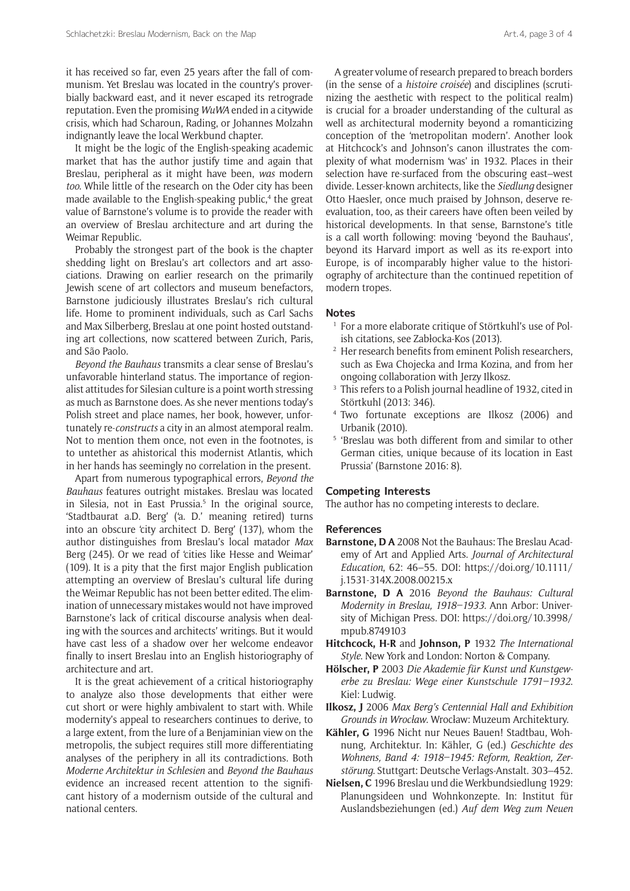it has received so far, even 25 years after the fall of communism. Yet Breslau was located in the country's proverbially backward east, and it never escaped its retrograde reputation. Even the promising *WuWA* ended in a citywide crisis, which had Scharoun, Rading, or Johannes Molzahn indignantly leave the local Werkbund chapter.

It might be the logic of the English-speaking academic market that has the author justify time and again that Breslau, peripheral as it might have been, *was* modern *too*. While little of the research on the Oder city has been made available to the English-speaking public,[4] the great value of Barnstone's volume is to provide the reader with an overview of Breslau architecture and art during the Weimar Republic.

Probably the strongest part of the book is the chapter shedding light on Breslau's art collectors and art associations. Drawing on earlier research on the primarily Jewish scene of art collectors and museum benefactors, Barnstone judiciously illustrates Breslau's rich cultural life. Home to prominent individuals, such as Carl Sachs and Max Silberberg, Breslau at one point hosted outstanding art collections, now scattered between Zurich, Paris, and São Paolo.

*Beyond the Bauhaus* transmits a clear sense of Breslau's unfavorable hinterland status. The importance of regionalist attitudes for Silesian culture is a point worth stressing as much as Barnstone does. As she never mentions today's Polish street and place names, her book, however, unfortunately re-*constructs* a city in an almost atemporal realm. Not to mention them once, not even in the footnotes, is to untether as ahistorical this modernist Atlantis, which in her hands has seemingly no correlation in the present.

Apart from numerous typographical errors, *Beyond the Bauhaus* features outright mistakes. Breslau was located in Silesia, not in East Prussia.[5] In the original source, 'Stadtbaurat a.D. Berg' ('a. D.' meaning retired) turns into an obscure 'city architect D. Berg' (137), whom the author distinguishes from Breslau's local matador *Max* Berg (245). Or we read of 'cities like Hesse and Weimar' (109). It is a pity that the first major English publication attempting an overview of Breslau's cultural life during the Weimar Republic has not been better edited. The elimination of unnecessary mistakes would not have improved Barnstone's lack of critical discourse analysis when dealing with the sources and architects' writings. But it would have cast less of a shadow over her welcome endeavor finally to insert Breslau into an English historiography of architecture and art.

It is the great achievement of a critical historiography to analyze also those developments that either were cut short or were highly ambivalent to start with. While modernity's appeal to researchers continues to derive, to a large extent, from the lure of a Benjaminian view on the metropolis, the subject requires still more differentiating analyses of the periphery in all its contradictions. Both *Moderne Architektur in Schlesien* and *Beyond the Bauhaus* evidence an increased recent attention to the significant history of a modernism outside of the cultural and national centers.

A greater volume of research prepared to breach borders (in the sense of a *histoire croisée*) and disciplines (scrutinizing the aesthetic with respect to the political realm) is crucial for a broader understanding of the cultural as well as architectural modernity beyond a romanticizing conception of the 'metropolitan modern'. Another look at Hitchcock's and Johnson's canon illustrates the complexity of what modernism 'was' in 1932. Places in their selection have re-surfaced from the obscuring east–west divide. Lesser-known architects, like the *Siedlung* designer Otto Haesler, once much praised by Johnson, deserve re-evaluation, too, as their careers have often been veiled by historical developments. In that sense, Barnstone's title is a call worth following: moving 'beyond the Bauhaus', beyond its Harvard import as well as its re-export into Europe, is of incomparably higher value to the historiography of architecture than the continued repetition of modern tropes.

## Notes

1. For a more elaborate critique of Störtkuhl's use of Polish citations, see Zabłocka-Kos (2013).
2. Her research benefits from eminent Polish researchers, such as Ewa Chojecka and Irma Kozina, and from her ongoing collaboration with Jerzy Ilkosz.
3. This refers to a Polish journal headline of 1932, cited in Störtkuhl (2013: 346).
4. Two fortunate exceptions are Ilkosz (2006) and Urbanik (2010).
5. 'Breslau was both different from and similar to other German cities, unique because of its location in East Prussia' (Barnstone 2016: 8).

## Competing Interests

The author has no competing interests to declare.

## References

**Barnstone, D A** 2008 Not the Bauhaus: The Breslau Academy of Art and Applied Arts. *Journal of Architectural Education*, 62: 46–55. DOI: https://doi.org/10.1111/j.1531-314X.2008.00215.x

**Barnstone, D A** 2016 *Beyond the Bauhaus: Cultural Modernity in Breslau, 1918–1933*. Ann Arbor: University of Michigan Press. DOI: https://doi.org/10.3998/mpub.8749103

**Hitchcock, H-R** and **Johnson, P** 1932 *The International Style*. New York and London: Norton & Company.

**Hölscher, P** 2003 *Die Akademie für Kunst und Kunstgewerbe zu Breslau: Wege einer Kunstschule 1791–1932*. Kiel: Ludwig.

**Ilkosz, J** 2006 *Max Berg's Centennial Hall and Exhibition Grounds in Wrocław*. Wrocław: Muzeum Architektury.

**Kähler, G** 1996 Nicht nur Neues Bauen! Stadtbau, Wohnung, Architektur. In: Kähler, G (ed.) *Geschichte des Wohnens, Band 4: 1918–1945: Reform, Reaktion, Zerstörung*. Stuttgart: Deutsche Verlags-Anstalt. 303–452.

**Nielsen, C** 1996 Breslau und die Werkbundsiedlung 1929: Planungsideen und Wohnkonzepte. In: Institut für Auslandsbeziehungen (ed.) *Auf dem Weg zum Neuen*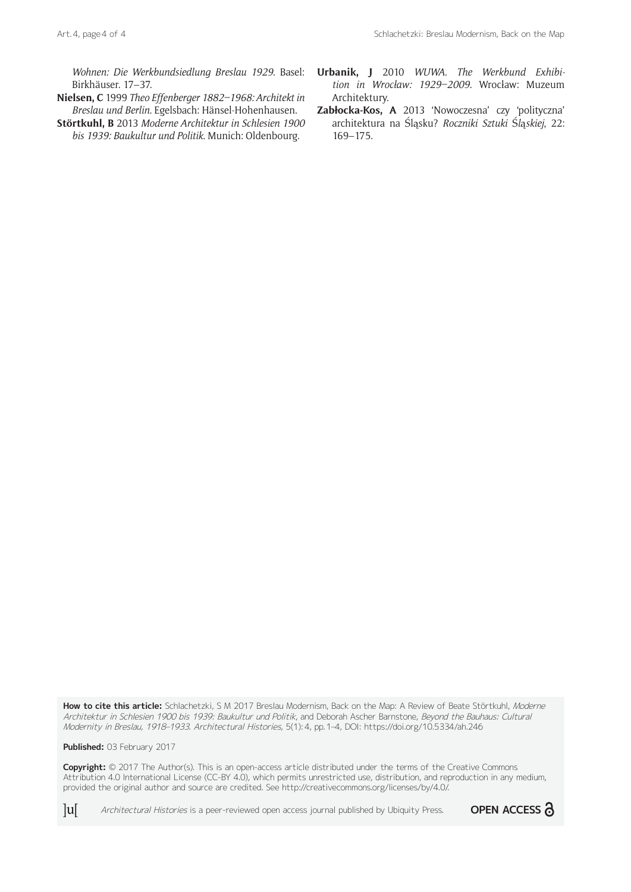*Wohnen: Die Werkbundsiedlung Breslau 1929*. Basel: Birkhäuser. 17–37.

**Nielsen, C** 1999 *Theo Effenberger 1882–1968: Architekt in Breslau und Berlin*. Egelsbach: Hänsel-Hohenhausen.

**Störtkuhl, B** 2013 *Moderne Architektur in Schlesien 1900 bis 1939: Baukultur und Politik*. Munich: Oldenbourg.

**Urbanik, J** 2010 *WUWA. The Werkbund Exhibition in Wrocław: 1929–2009*. Wrocław: Muzeum Architektury.

**Zabłocka-Kos, A** 2013 'Nowoczesna' czy 'polityczna' architektura na Śląsku? *Roczniki Sztuki Śląskiej*, 22: 169–175.

**How to cite this article:** Schlachetzki, S M 2017 Breslau Modernism, Back on the Map: A Review of Beate Störtkuhl, *Moderne Architektur in Schlesien 1900 bis 1939: Baukultur und Politik*, and Deborah Ascher Barnstone, *Beyond the Bauhaus: Cultural Modernity in Breslau, 1918–1933*. *Architectural Histories*, 5(1): 4, pp. 1–4, DOI: https://doi.org/10.5334/ah.246

**Published:** 03 February 2017

**Copyright:** © 2017 The Author(s). This is an open-access article distributed under the terms of the Creative Commons Attribution 4.0 International License (CC-BY 4.0), which permits unrestricted use, distribution, and reproduction in any medium, provided the original author and source are credited. See http://creativecommons.org/licenses/by/4.0/.

*Architectural Histories* is a peer-reviewed open access journal published by Ubiquity Press.

**OPEN ACCESS**